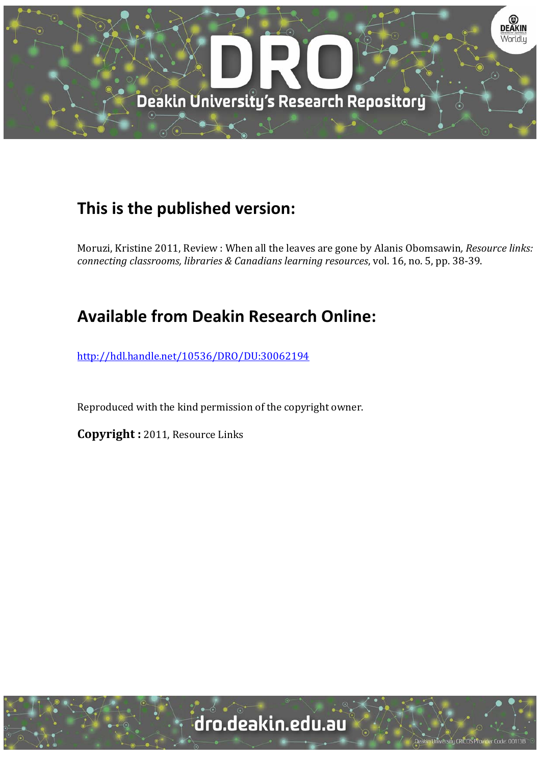## This is the published version:

Moruzi, Kristine 2011, Review : When all the leaves are gone by Alanis Obomsawin*, Resource links: connecting classrooms, libraries & Canadians learning resources*, vol. 16, no. 5, pp. 38-39.

## Available from Deakin Research Online:

http://hdl.handle.net/10536/DRO/DU:30062194

Reproduced with the kind permission of the copyright owner.

**Copyright :** 2011, Resource Links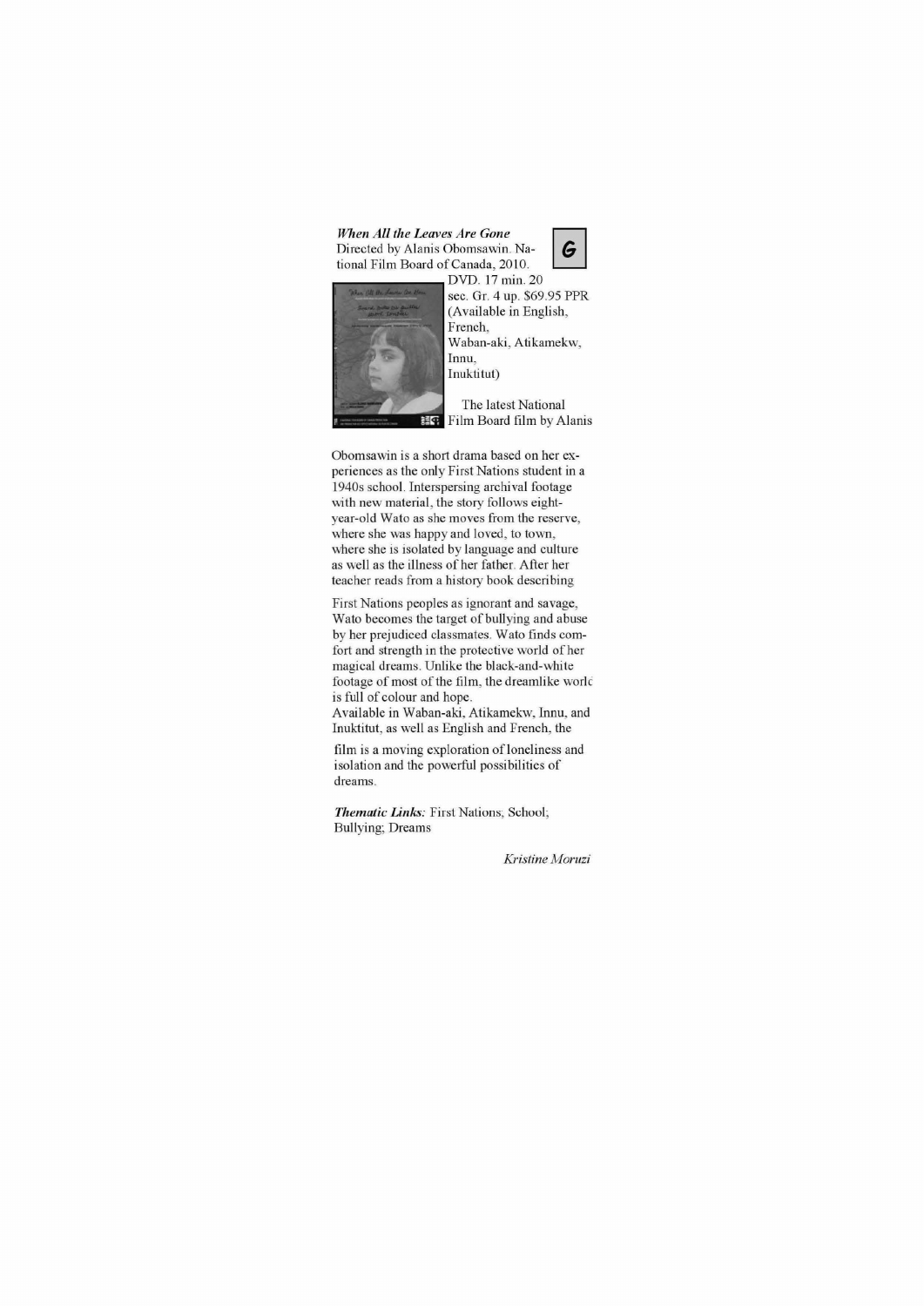***When All the Leaves Are Gone***

Directed by Alanis Obomsawin. National Film Board of Canada, 2010. DVD. 17 min. 20 sec. Gr. 4 up. $69.95 PPR (Available in English, French, Waban-aki, Atikamekw, Innu, Inuktitut)

**G**

The latest National Film Board film by Alanis Obomsawin is a short drama based on her experiences as the only First Nations student in a 1940s school. Interspersing archival footage with new material, the story follows eight-year-old Wato as she moves from the reserve, where she was happy and loved, to town, where she is isolated by language and culture as well as the illness of her father. After her teacher reads from a history book describing First Nations peoples as ignorant and savage, Wato becomes the target of bullying and abuse by her prejudiced classmates. Wato finds comfort and strength in the protective world of her magical dreams. Unlike the black-and-white footage of most of the film, the dreamlike world is full of colour and hope.

Available in Waban-aki, Atikamekw, Innu, and Inuktitut, as well as English and French, the film is a moving exploration of loneliness and isolation and the powerful possibilities of dreams.

***Thematic Links:*** First Nations; School; Bullying; Dreams

*Kristine Moruzi*